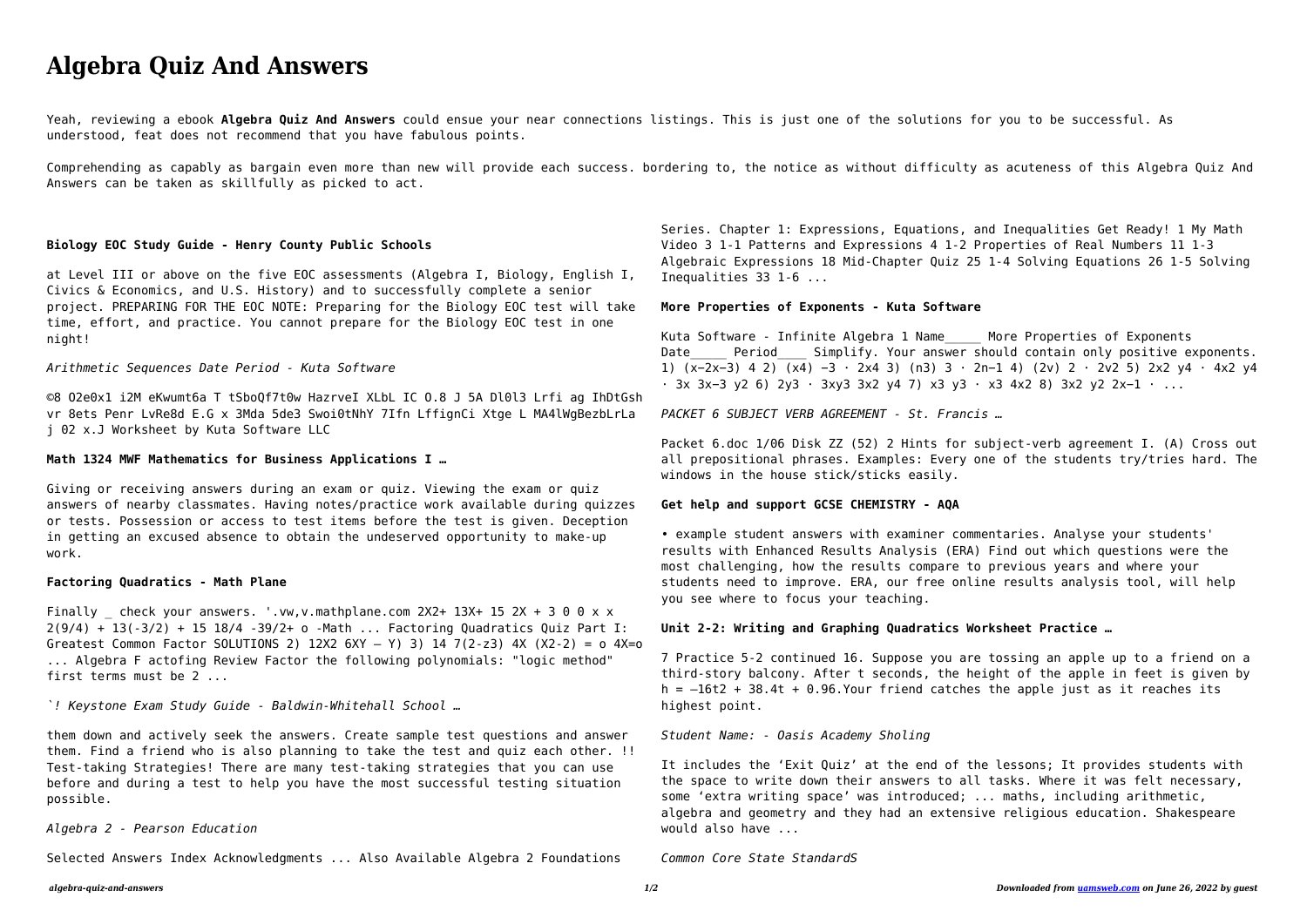# Algebra Quiz And Answers

Yeah, reviewing a ebook **Algebra Quiz And Answers** could ensue your near connections listings. This is just one of the solutions for you to be successful. As understood, feat does not recommend that you have fabulous points.

Comprehending as capably as bargain even more than new will provide each success. bordering to, the notice as without difficulty as acuteness of this Algebra Quiz And Answers can be taken as skillfully as picked to act.

**Biology EOC Study Guide - Henry County Public Schools**

at Level III or above on the five EOC assessments (Algebra I, Biology, English I, Civics & Economics, and U.S. History) and to successfully complete a senior project. PREPARING FOR THE EOC NOTE: Preparing for the Biology EOC test will take time, effort, and practice. You cannot prepare for the Biology EOC test in one night!

*Arithmetic Sequences Date Period - Kuta Software*

©8 O2e0x1 i2M eKwumt6a T tSboQf7t0w HazrveI XLbL IC O.8 J 5A Dl0l3 Lrfi ag IhDtGsh vr 8ets Penr LvRe8d E.G x 3Mda 5de3 Swoi0tNhY 7Ifn LffignCi Xtge L MA4lWgBezbLrLa j 02 x.J Worksheet by Kuta Software LLC

**Math 1324 MWF Mathematics for Business Applications I …**

Giving or receiving answers during an exam or quiz. Viewing the exam or quiz answers of nearby classmates. Having notes/practice work available during quizzes or tests. Possession or access to test items before the test is given. Deception in getting an excused absence to obtain the undeserved opportunity to make-up work.

**Factoring Quadratics - Math Plane**

Finally _ check your answers. '.vw,v.mathplane.com 2X2+ 13X+ 15 2X + 3 0 0 x x 2(9/4) + 13(-3/2) + 15 18/4 -39/2+ o -Math ... Factoring Quadratics Quiz Part I: Greatest Common Factor SOLUTIONS 2) 12X2 6XY — Y) 3) 14 7(2-z3) 4X (X2-2) = o 4X=o ... Algebra F actofing Review Factor the following polynomials: "logic method" first terms must be 2 ...

*`! Keystone Exam Study Guide - Baldwin-Whitehall School …*

them down and actively seek the answers. Create sample test questions and answer them. Find a friend who is also planning to take the test and quiz each other. !! Test-taking Strategies! There are many test-taking strategies that you can use before and during a test to help you have the most successful testing situation possible.

*Algebra 2 - Pearson Education*

Selected Answers Index Acknowledgments ... Also Available Algebra 2 Foundations Series. Chapter 1: Expressions, Equations, and Inequalities Get Ready! 1 My Math Video 3 1-1 Patterns and Expressions 4 1-2 Properties of Real Numbers 11 1-3 Algebraic Expressions 18 Mid-Chapter Quiz 25 1-4 Solving Equations 26 1-5 Solving Inequalities 33 1-6 ...

**More Properties of Exponents - Kuta Software**

Kuta Software - Infinite Algebra 1 Name_____ More Properties of Exponents Date_____ Period____ Simplify. Your answer should contain only positive exponents. 1) (x−2x−3) 4 2) (x4) −3 · 2x4 3) (n3) 3 · 2n−1 4) (2v) 2 · 2v2 5) 2x2 y4 · 4x2 y4 · 3x 3x−3 y2 6) 2y3 · 3xy3 3x2 y4 7) x3 y3 · x3 4x2 8) 3x2 y2 2x−1 · ...

*PACKET 6 SUBJECT VERB AGREEMENT - St. Francis …*

Packet 6.doc 1/06 Disk ZZ (52) 2 Hints for subject-verb agreement I. (A) Cross out all prepositional phrases. Examples: Every one of the students try/tries hard. The windows in the house stick/sticks easily.

**Get help and support GCSE CHEMISTRY - AQA**

• example student answers with examiner commentaries. Analyse your students' results with Enhanced Results Analysis (ERA) Find out which questions were the most challenging, how the results compare to previous years and where your students need to improve. ERA, our free online results analysis tool, will help you see where to focus your teaching.

**Unit 2-2: Writing and Graphing Quadratics Worksheet Practice …**

7 Practice 5-2 continued 16. Suppose you are tossing an apple up to a friend on a third-story balcony. After t seconds, the height of the apple in feet is given by h = –16t2 + 38.4t + 0.96.Your friend catches the apple just as it reaches its highest point.

*Student Name: - Oasis Academy Sholing*

It includes the 'Exit Quiz' at the end of the lessons; It provides students with the space to write down their answers to all tasks. Where it was felt necessary, some 'extra writing space' was introduced; ... maths, including arithmetic, algebra and geometry and they had an extensive religious education. Shakespeare would also have ...

*Common Core State StandardS*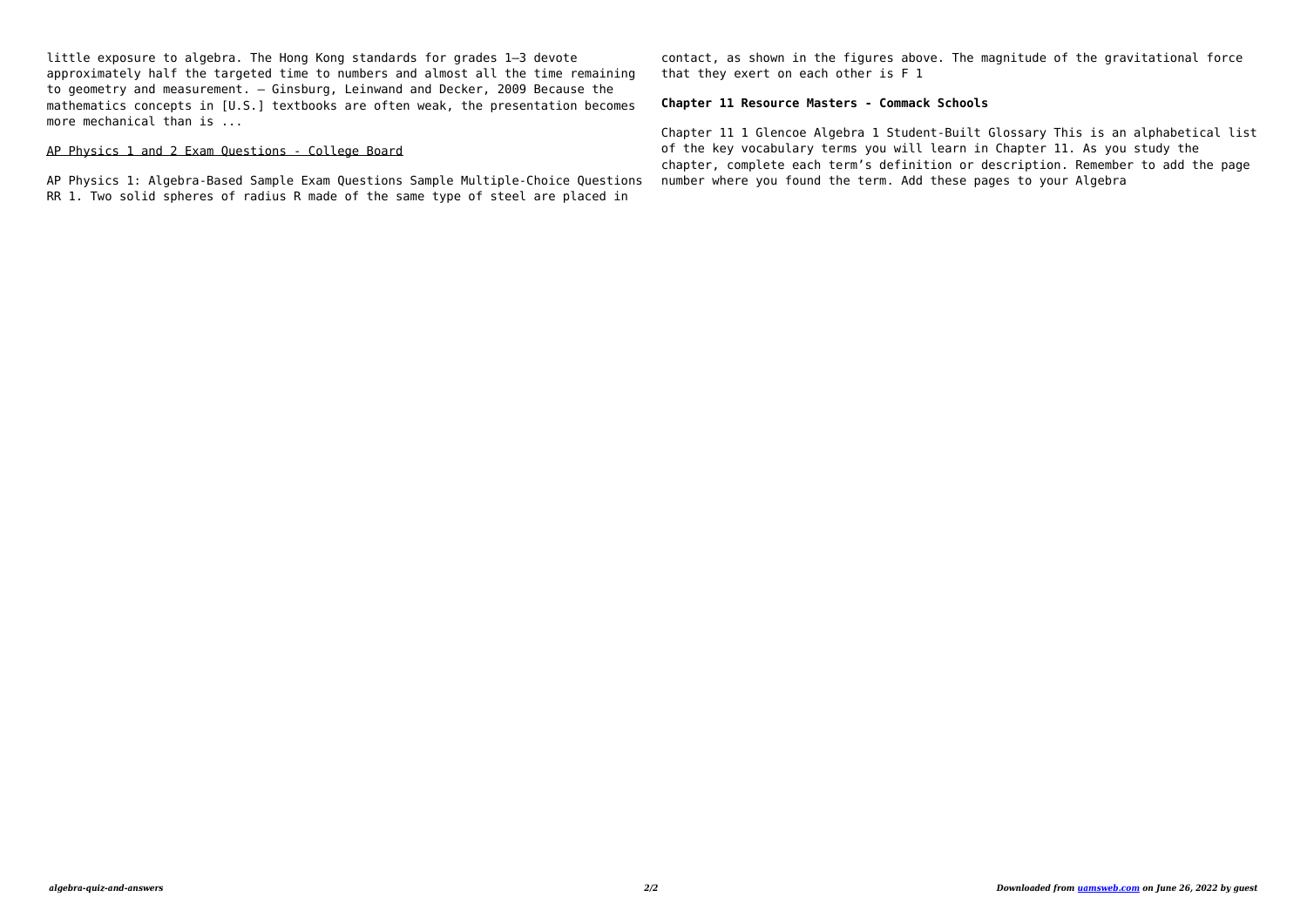little exposure to algebra. The Hong Kong standards for grades 1–3 devote approximately half the targeted time to numbers and almost all the time remaining to geometry and measurement. — Ginsburg, Leinwand and Decker, 2009 Because the mathematics concepts in [U.S.] textbooks are often weak, the presentation becomes more mechanical than is ...

## AP Physics 1 and 2 Exam Questions - College Board

AP Physics 1: Algebra-Based Sample Exam Questions Sample Multiple-Choice Questions RR 1. Two solid spheres of radius R made of the same type of steel are placed in contact, as shown in the figures above. The magnitude of the gravitational force that they exert on each other is F 1

## Chapter 11 Resource Masters - Commack Schools

Chapter 11 1 Glencoe Algebra 1 Student-Built Glossary This is an alphabetical list of the key vocabulary terms you will learn in Chapter 11. As you study the chapter, complete each term's definition or description. Remember to add the page number where you found the term. Add these pages to your Algebra